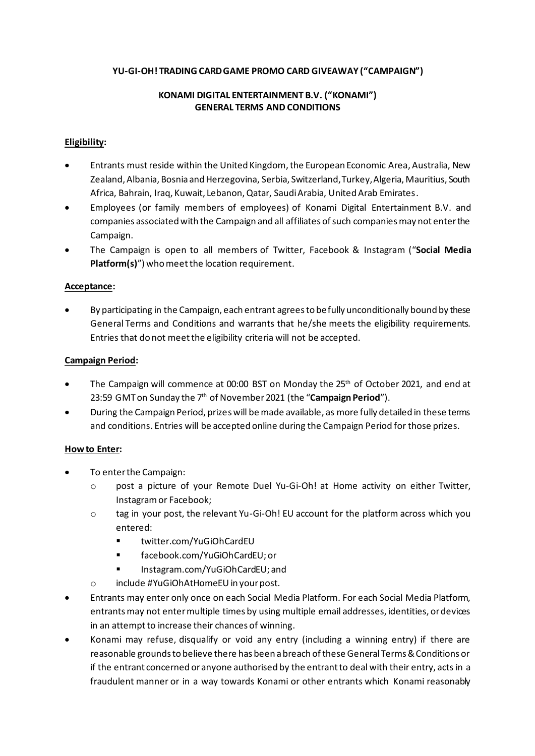**YU-GI-OH! TRADING CARD GAME PROMO CARD GIVEAWAY ("CAMPAIGN")**

**KONAMI DIGITAL ENTERTAINMENT B.V. ("KONAMI")**
**GENERAL TERMS AND CONDITIONS**

**Eligibility:**

- Entrants must reside within the United Kingdom, the European Economic Area, Australia, New Zealand, Albania, Bosnia and Herzegovina, Serbia, Switzerland, Turkey, Algeria, Mauritius, South Africa, Bahrain, Iraq, Kuwait, Lebanon, Qatar, Saudi Arabia, United Arab Emirates.
- Employees (or family members of employees) of Konami Digital Entertainment B.V. and companies associated with the Campaign and all affiliates of such companies may not enter the Campaign.
- The Campaign is open to all members of Twitter, Facebook & Instagram ("**Social Media Platform(s)**") who meet the location requirement.

**Acceptance:**

- By participating in the Campaign, each entrant agrees to be fully unconditionally bound by these General Terms and Conditions and warrants that he/she meets the eligibility requirements. Entries that do not meet the eligibility criteria will not be accepted.

**Campaign Period:**

- The Campaign will commence at 00:00 BST on Monday the 25th of October 2021, and end at 23:59 GMT on Sunday the 7th of November 2021 (the "**Campaign Period**").
- During the Campaign Period, prizes will be made available, as more fully detailed in these terms and conditions. Entries will be accepted online during the Campaign Period for those prizes.

**How to Enter:**

- To enter the Campaign:
  - post a picture of your Remote Duel Yu-Gi-Oh! at Home activity on either Twitter, Instagram or Facebook;
  - tag in your post, the relevant Yu-Gi-Oh! EU account for the platform across which you entered:
    - twitter.com/YuGiOhCardEU
    - facebook.com/YuGiOhCardEU; or
    - Instagram.com/YuGiOhCardEU; and
  - include #YuGiOhAtHomeEU in your post.
- Entrants may enter only once on each Social Media Platform. For each Social Media Platform, entrants may not enter multiple times by using multiple email addresses, identities, or devices in an attempt to increase their chances of winning.
- Konami may refuse, disqualify or void any entry (including a winning entry) if there are reasonable grounds to believe there has been a breach of these General Terms & Conditions or if the entrant concerned or anyone authorised by the entrant to deal with their entry, acts in a fraudulent manner or in a way towards Konami or other entrants which Konami reasonably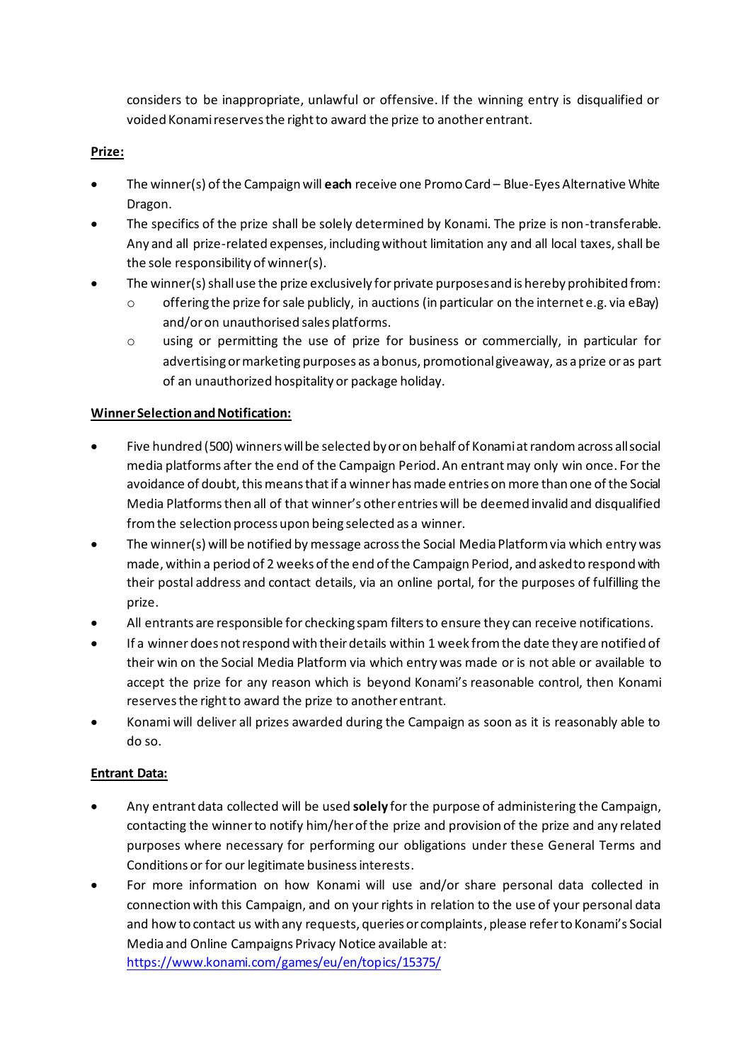considers to be inappropriate, unlawful or offensive. If the winning entry is disqualified or voided Konami reserves the right to award the prize to another entrant.

**Prize:**

- The winner(s) of the Campaign will **each** receive one Promo Card – Blue-Eyes Alternative White Dragon.
- The specifics of the prize shall be solely determined by Konami. The prize is non-transferable. Any and all prize-related expenses, including without limitation any and all local taxes, shall be the sole responsibility of winner(s).
- The winner(s) shall use the prize exclusively for private purposes and is hereby prohibited from:
    - offering the prize for sale publicly, in auctions (in particular on the internet e.g. via eBay) and/or on unauthorised sales platforms.
    - using or permitting the use of prize for business or commercially, in particular for advertising or marketing purposes as a bonus, promotional giveaway, as a prize or as part of an unauthorized hospitality or package holiday.

**Winner Selection and Notification:**

- Five hundred (500) winners will be selected by or on behalf of Konami at random across all social media platforms after the end of the Campaign Period. An entrant may only win once. For the avoidance of doubt, this means that if a winner has made entries on more than one of the Social Media Platforms then all of that winner's other entries will be deemed invalid and disqualified from the selection process upon being selected as a winner.
- The winner(s) will be notified by message across the Social Media Platform via which entry was made, within a period of 2 weeks of the end of the Campaign Period, and asked to respond with their postal address and contact details, via an online portal, for the purposes of fulfilling the prize.
- All entrants are responsible for checking spam filters to ensure they can receive notifications.
- If a winner does not respond with their details within 1 week from the date they are notified of their win on the Social Media Platform via which entry was made or is not able or available to accept the prize for any reason which is beyond Konami's reasonable control, then Konami reserves the right to award the prize to another entrant.
- Konami will deliver all prizes awarded during the Campaign as soon as it is reasonably able to do so.

**Entrant Data:**

- Any entrant data collected will be used **solely** for the purpose of administering the Campaign, contacting the winner to notify him/her of the prize and provision of the prize and any related purposes where necessary for performing our obligations under these General Terms and Conditions or for our legitimate business interests.
- For more information on how Konami will use and/or share personal data collected in connection with this Campaign, and on your rights in relation to the use of your personal data and how to contact us with any requests, queries or complaints, please refer to Konami's Social Media and Online Campaigns Privacy Notice available at: https://www.konami.com/games/eu/en/topics/15375/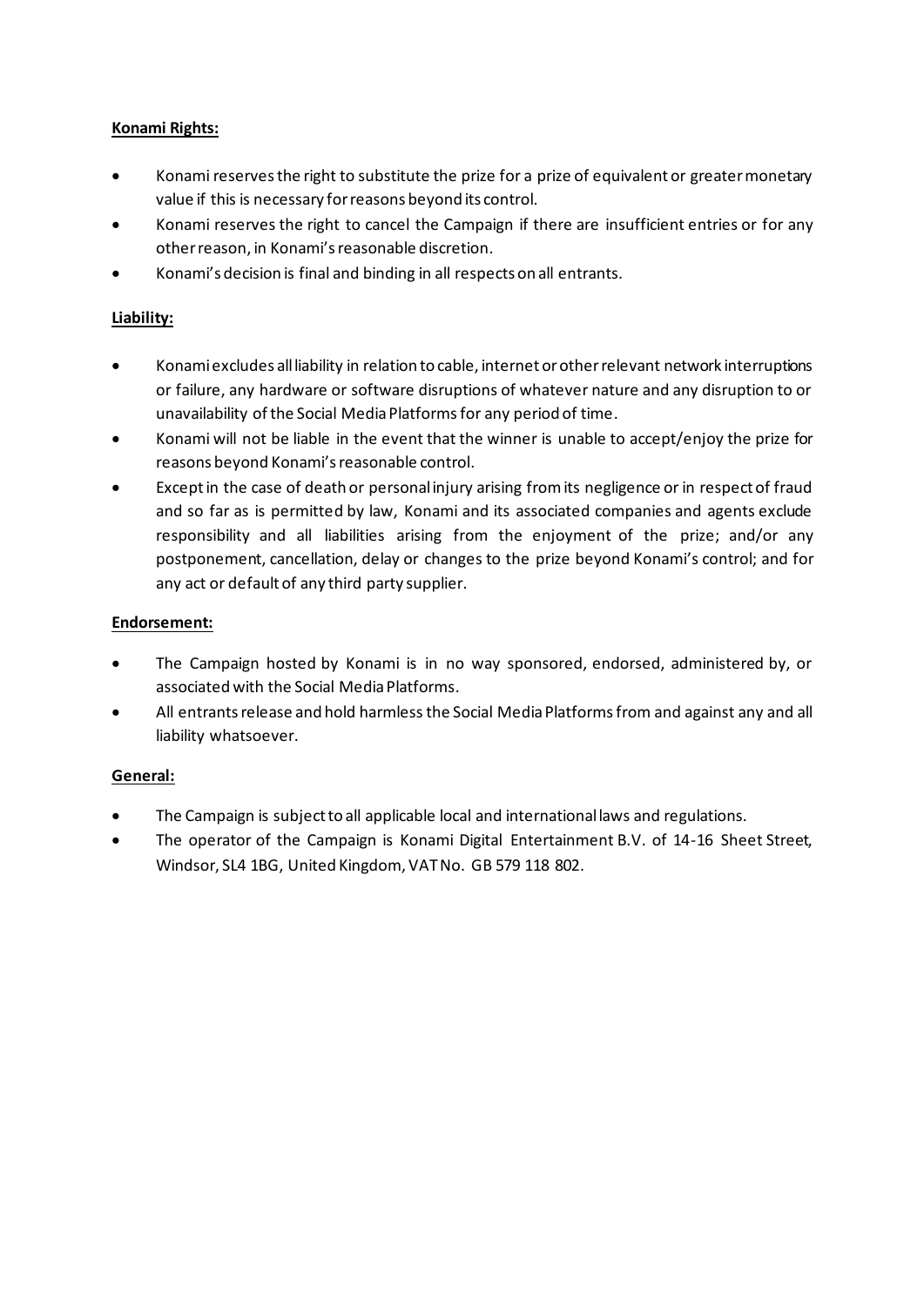**Konami Rights:**

- Konami reserves the right to substitute the prize for a prize of equivalent or greater monetary value if this is necessary for reasons beyond its control.
- Konami reserves the right to cancel the Campaign if there are insufficient entries or for any other reason, in Konami's reasonable discretion.
- Konami's decision is final and binding in all respects on all entrants.

**Liability:**

- Konami excludes all liability in relation to cable, internet or other relevant network interruptions or failure, any hardware or software disruptions of whatever nature and any disruption to or unavailability of the Social Media Platforms for any period of time.
- Konami will not be liable in the event that the winner is unable to accept/enjoy the prize for reasons beyond Konami's reasonable control.
- Except in the case of death or personal injury arising from its negligence or in respect of fraud and so far as is permitted by law, Konami and its associated companies and agents exclude responsibility and all liabilities arising from the enjoyment of the prize; and/or any postponement, cancellation, delay or changes to the prize beyond Konami's control; and for any act or default of any third party supplier.

**Endorsement:**

- The Campaign hosted by Konami is in no way sponsored, endorsed, administered by, or associated with the Social Media Platforms.
- All entrants release and hold harmless the Social Media Platforms from and against any and all liability whatsoever.

**General:**

- The Campaign is subject to all applicable local and international laws and regulations.
- The operator of the Campaign is Konami Digital Entertainment B.V. of 14-16 Sheet Street, Windsor, SL4 1BG, United Kingdom, VAT No. GB 579 118 802.